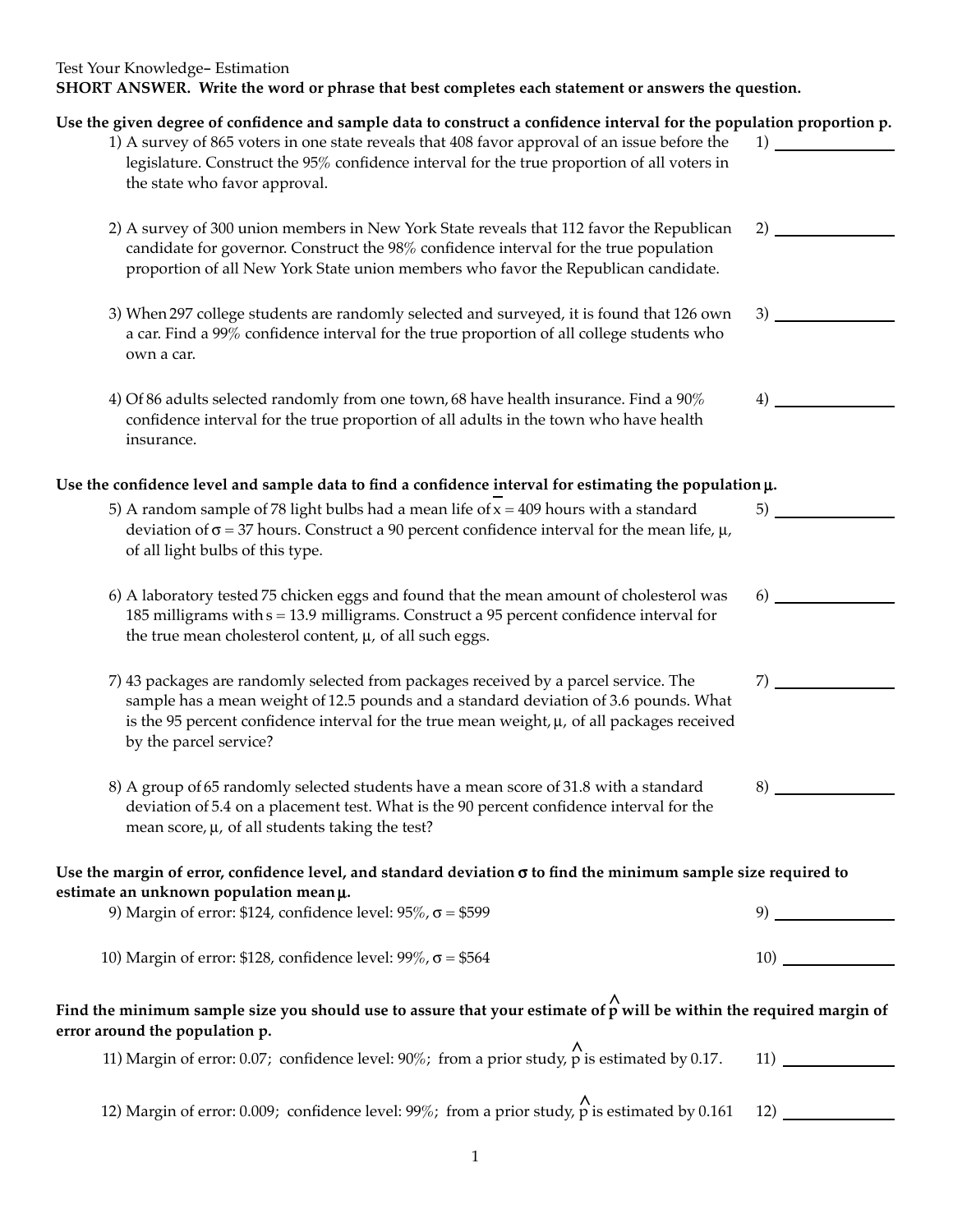Test Your Knowledge– Estimation

**SHORT ANSWER. Write the word or phrase that best completes each statement or answers the question.**

**Use the given degree of confidence and sample data to construct a confidence interval for the population proportion p.**

1) A survey of 865 voters in one state reveals that 408 favor approval of an issue before the legislature. Construct the 95% confidence interval for the true proportion of all voters in the state who favor approval. 1) _______________

2) A survey of 300 union members in New York State reveals that 112 favor the Republican candidate for governor. Construct the 98% confidence interval for the true population proportion of all New York State union members who favor the Republican candidate. 2) _______________

3) When 297 college students are randomly selected and surveyed, it is found that 126 own a car. Find a 99% confidence interval for the true proportion of all college students who own a car. 3) _______________

4) Of 86 adults selected randomly from one town, 68 have health insurance. Find a 90% confidence interval for the true proportion of all adults in the town who have health insurance. 4) _______________

**Use the confidence level and sample data to find a confidence interval for estimating the population $\mu$.**

5) A random sample of 78 light bulbs had a mean life of $\bar{x} = 409$ hours with a standard deviation of $\sigma = 37$ hours. Construct a 90 percent confidence interval for the mean life, $\mu$, of all light bulbs of this type. 5) _______________

6) A laboratory tested 75 chicken eggs and found that the mean amount of cholesterol was 185 milligrams with $s = 13.9$ milligrams. Construct a 95 percent confidence interval for the true mean cholesterol content, $\mu$, of all such eggs. 6) _______________

7) 43 packages are randomly selected from packages received by a parcel service. The sample has a mean weight of 12.5 pounds and a standard deviation of 3.6 pounds. What is the 95 percent confidence interval for the true mean weight, $\mu$, of all packages received by the parcel service? 7) _______________

8) A group of 65 randomly selected students have a mean score of 31.8 with a standard deviation of 5.4 on a placement test. What is the 90 percent confidence interval for the mean score, $\mu$, of all students taking the test? 8) _______________

**Use the margin of error, confidence level, and standard deviation $\sigma$ to find the minimum sample size required to estimate an unknown population mean $\mu$.**

9) Margin of error: \$124, confidence level: 95%, $\sigma$ = \$599 9) _______________

10) Margin of error: \$128, confidence level: 99%, $\sigma$ = \$564 10) _______________

**Find the minimum sample size you should use to assure that your estimate of $\hat{p}$ will be within the required margin of error around the population p.**

11) Margin of error: 0.07; confidence level: 90%; from a prior study, $\hat{p}$ is estimated by 0.17. 11) _______________

12) Margin of error: 0.009; confidence level: 99%; from a prior study, $\hat{p}$ is estimated by 0.161 12) _______________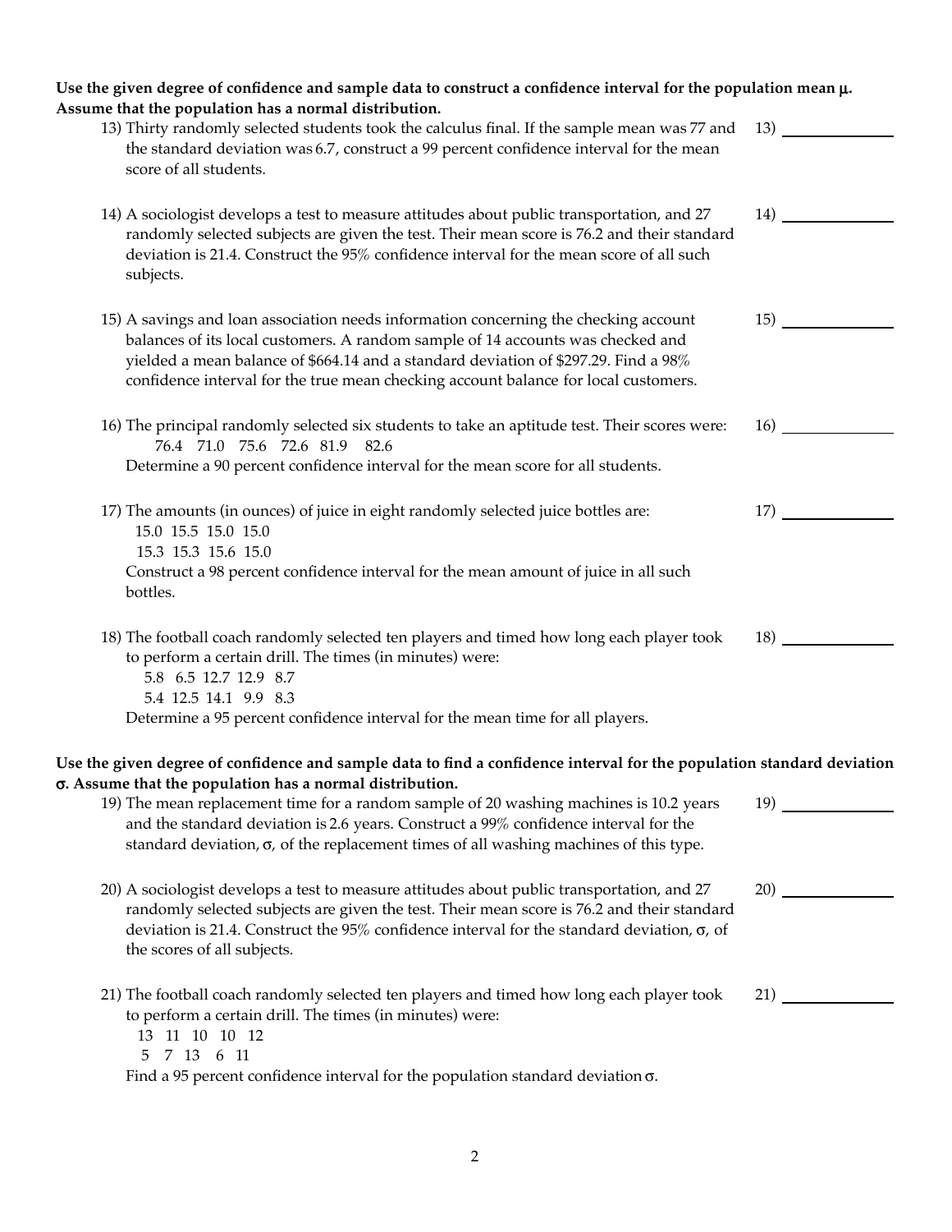**Use the given degree of confidence and sample data to construct a confidence interval for the population mean $\mu$. Assume that the population has a normal distribution.**

13) Thirty randomly selected students took the calculus final. If the sample mean was 77 and the standard deviation was 6.7, construct a 99 percent confidence interval for the mean score of all students.

13) ____________

14) A sociologist develops a test to measure attitudes about public transportation, and 27 randomly selected subjects are given the test. Their mean score is 76.2 and their standard deviation is 21.4. Construct the 95% confidence interval for the mean score of all such subjects.

14) ____________

15) A savings and loan association needs information concerning the checking account balances of its local customers. A random sample of 14 accounts was checked and yielded a mean balance of $664.14 and a standard deviation of $297.29. Find a 98% confidence interval for the true mean checking account balance for local customers.

15) ____________

16) The principal randomly selected six students to take an aptitude test. Their scores were:

76.4 71.0 75.6 72.6 81.9 82.6

Determine a 90 percent confidence interval for the mean score for all students.

16) ____________

17) The amounts (in ounces) of juice in eight randomly selected juice bottles are:

15.0 15.5 15.0 15.0
15.3 15.3 15.6 15.0

Construct a 98 percent confidence interval for the mean amount of juice in all such bottles.

17) ____________

18) The football coach randomly selected ten players and timed how long each player took to perform a certain drill. The times (in minutes) were:

5.8 6.5 12.7 12.9 8.7
5.4 12.5 14.1 9.9 8.3

Determine a 95 percent confidence interval for the mean time for all players.

18) ____________

**Use the given degree of confidence and sample data to find a confidence interval for the population standard deviation $\sigma$. Assume that the population has a normal distribution.**

19) The mean replacement time for a random sample of 20 washing machines is 10.2 years and the standard deviation is 2.6 years. Construct a 99% confidence interval for the standard deviation, $\sigma$, of the replacement times of all washing machines of this type.

19) ____________

20) A sociologist develops a test to measure attitudes about public transportation, and 27 randomly selected subjects are given the test. Their mean score is 76.2 and their standard deviation is 21.4. Construct the 95% confidence interval for the standard deviation, $\sigma$, of the scores of all subjects.

20) ____________

21) The football coach randomly selected ten players and timed how long each player took to perform a certain drill. The times (in minutes) were:

13 11 10 10 12
5 7 13 6 11

Find a 95 percent confidence interval for the population standard deviation $\sigma$.

21) ____________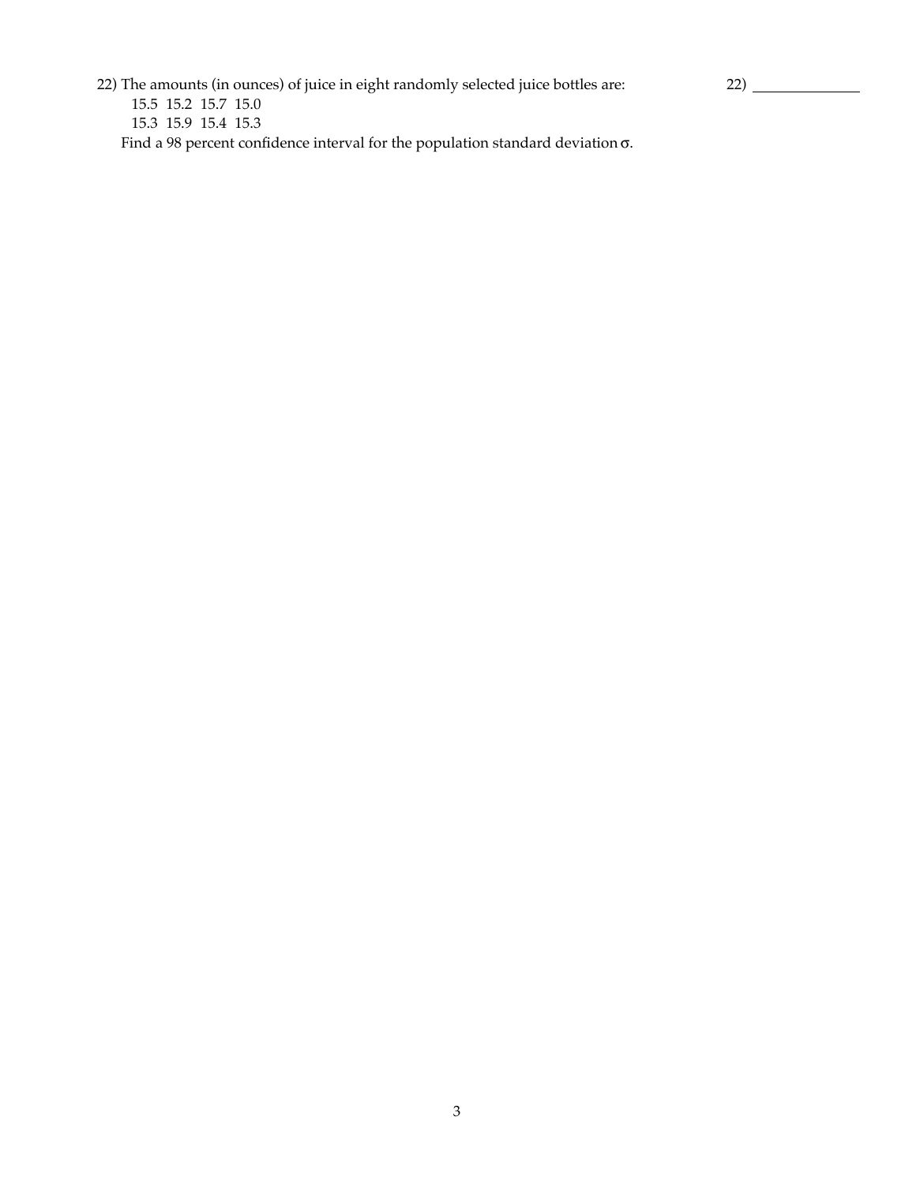22) The amounts (in ounces) of juice in eight randomly selected juice bottles are:

15.5 15.2 15.7 15.0

15.3 15.9 15.4 15.3

Find a 98 percent confidence interval for the population standard deviation $\sigma$.

22) ______________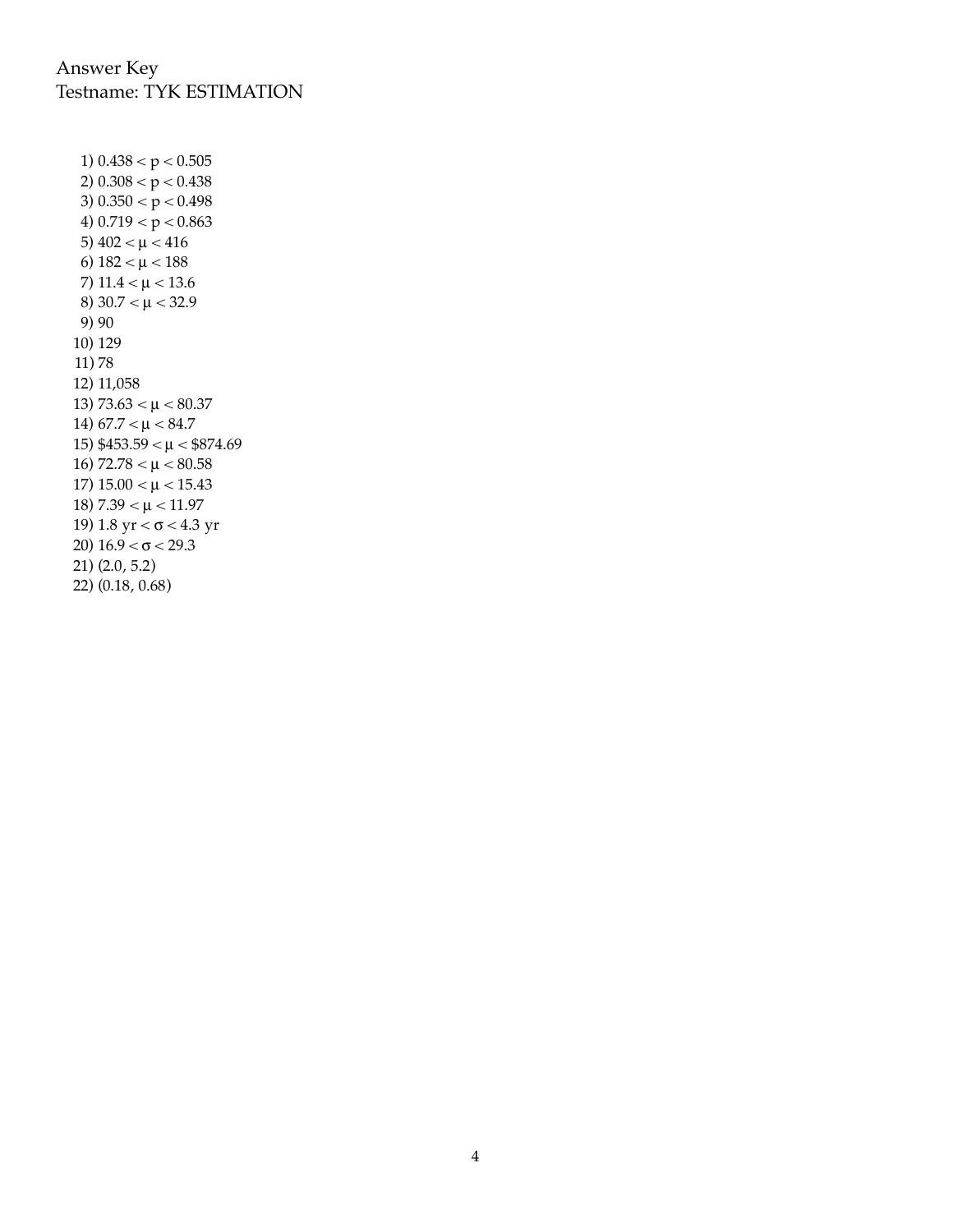Answer Key
Testname: TYK ESTIMATION

1) $0.438 < p < 0.505$
2) $0.308 < p < 0.438$
3) $0.350 < p < 0.498$
4) $0.719 < p < 0.863$
5) $402 < \mu < 416$
6) $182 < \mu < 188$
7) $11.4 < \mu < 13.6$
8) $30.7 < \mu < 32.9$
9) 90
10) 129
11) 78
12) 11,058
13) $73.63 < \mu < 80.37$
14) $67.7 < \mu < 84.7$
15) $\$453.59 < \mu < \$874.69$
16) $72.78 < \mu < 80.58$
17) $15.00 < \mu < 15.43$
18) $7.39 < \mu < 11.97$
19) $1.8 \text{ yr} < \sigma < 4.3 \text{ yr}$
20) $16.9 < \sigma < 29.3$
21) (2.0, 5.2)
22) (0.18, 0.68)